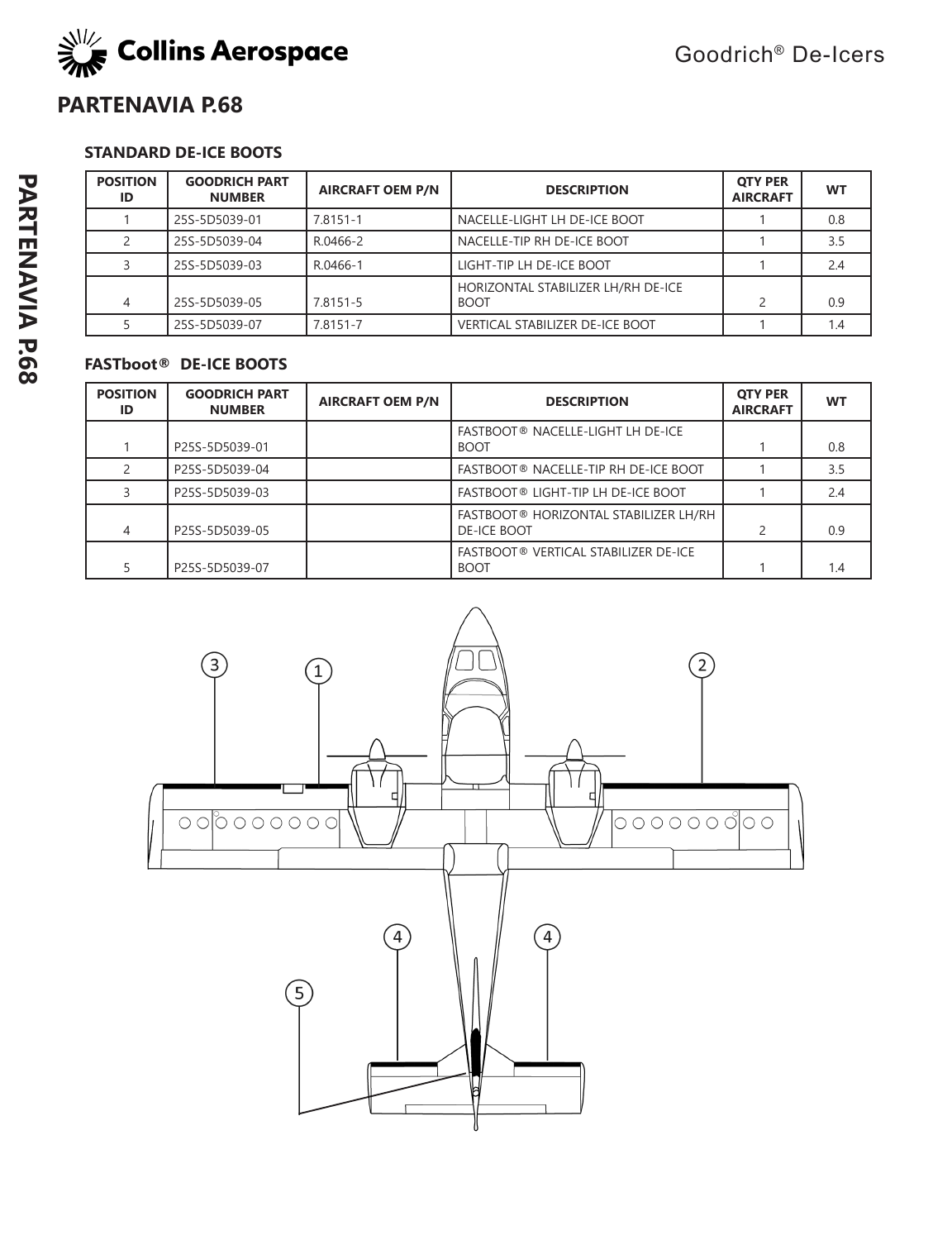# PARTENAVIA P.68

## STANDARD DE-ICE BOOTS

| POSITION ID | GOODRICH PART NUMBER | AIRCRAFT OEM P/N | DESCRIPTION | QTY PER AIRCRAFT | WT |
|---|---|---|---|---|---|
| 1 | 25S-5D5039-01 | 7.8151-1 | NACELLE-LIGHT LH DE-ICE BOOT | 1 | 0.8 |
| 2 | 25S-5D5039-04 | R.0466-2 | NACELLE-TIP RH DE-ICE BOOT | 1 | 3.5 |
| 3 | 25S-5D5039-03 | R.0466-1 | LIGHT-TIP LH DE-ICE BOOT | 1 | 2.4 |
| 4 | 25S-5D5039-05 | 7.8151-5 | HORIZONTAL STABILIZER LH/RH DE-ICE BOOT | 2 | 0.9 |
| 5 | 25S-5D5039-07 | 7.8151-7 | VERTICAL STABILIZER DE-ICE BOOT | 1 | 1.4 |

## FASTboot® DE-ICE BOOTS

| POSITION ID | GOODRICH PART NUMBER | AIRCRAFT OEM P/N | DESCRIPTION | QTY PER AIRCRAFT | WT |
|---|---|---|---|---|---|
| 1 | P25S-5D5039-01 | | FASTBOOT® NACELLE-LIGHT LH DE-ICE BOOT | 1 | 0.8 |
| 2 | P25S-5D5039-04 | | FASTBOOT® NACELLE-TIP RH DE-ICE BOOT | 1 | 3.5 |
| 3 | P25S-5D5039-03 | | FASTBOOT® LIGHT-TIP LH DE-ICE BOOT | 1 | 2.4 |
| 4 | P25S-5D5039-05 | | FASTBOOT® HORIZONTAL STABILIZER LH/RH DE-ICE BOOT | 2 | 0.9 |
| 5 | P25S-5D5039-07 | | FASTBOOT® VERTICAL STABILIZER DE-ICE BOOT | 1 | 1.4 |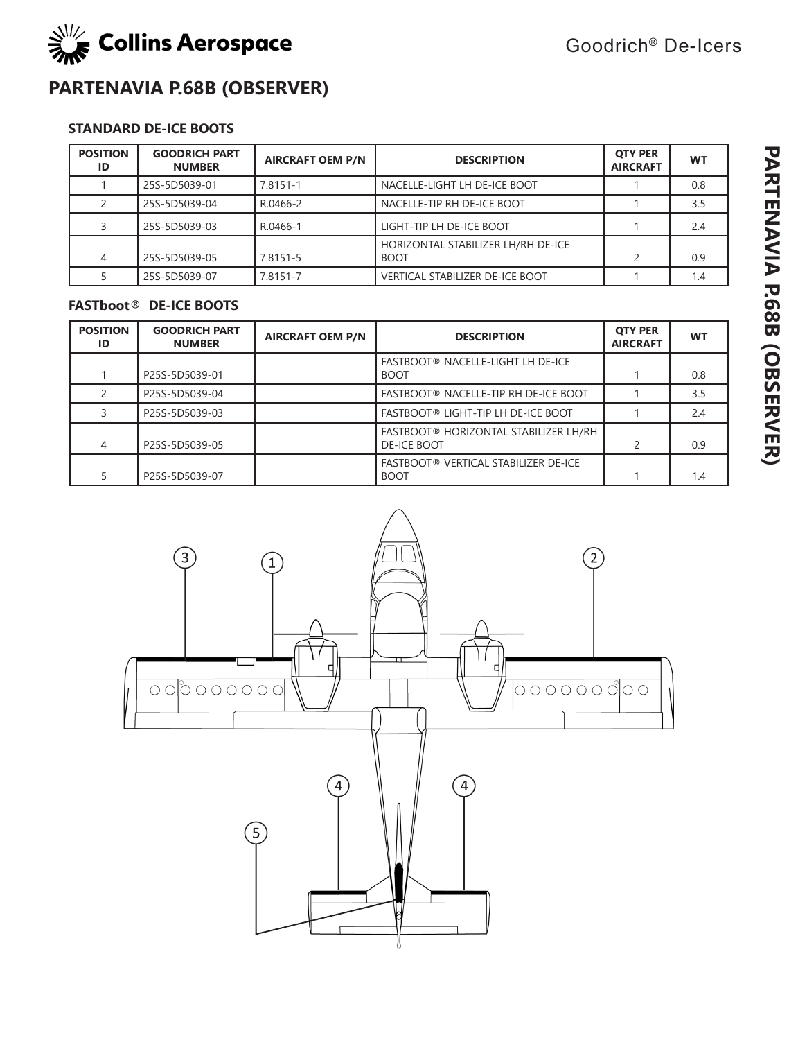# PARTENAVIA P.68B (OBSERVER)

### STANDARD DE-ICE BOOTS

| POSITION ID | GOODRICH PART NUMBER | AIRCRAFT OEM P/N | DESCRIPTION | QTY PER AIRCRAFT | WT |
|---|---|---|---|---|---|
| 1 | 25S-5D5039-01 | 7.8151-1 | NACELLE-LIGHT LH DE-ICE BOOT | 1 | 0.8 |
| 2 | 25S-5D5039-04 | R.0466-2 | NACELLE-TIP RH DE-ICE BOOT | 1 | 3.5 |
| 3 | 25S-5D5039-03 | R.0466-1 | LIGHT-TIP LH DE-ICE BOOT | 1 | 2.4 |
| 4 | 25S-5D5039-05 | 7.8151-5 | HORIZONTAL STABILIZER LH/RH DE-ICE BOOT | 2 | 0.9 |
| 5 | 25S-5D5039-07 | 7.8151-7 | VERTICAL STABILIZER DE-ICE BOOT | 1 | 1.4 |

### FASTboot® DE-ICE BOOTS

| POSITION ID | GOODRICH PART NUMBER | AIRCRAFT OEM P/N | DESCRIPTION | QTY PER AIRCRAFT | WT |
|---|---|---|---|---|---|
| 1 | P25S-5D5039-01 | | FASTBOOT® NACELLE-LIGHT LH DE-ICE BOOT | 1 | 0.8 |
| 2 | P25S-5D5039-04 | | FASTBOOT® NACELLE-TIP RH DE-ICE BOOT | 1 | 3.5 |
| 3 | P25S-5D5039-03 | | FASTBOOT® LIGHT-TIP LH DE-ICE BOOT | 1 | 2.4 |
| 4 | P25S-5D5039-05 | | FASTBOOT® HORIZONTAL STABILIZER LH/RH DE-ICE BOOT | 2 | 0.9 |
| 5 | P25S-5D5039-07 | | FASTBOOT® VERTICAL STABILIZER DE-ICE BOOT | 1 | 1.4 |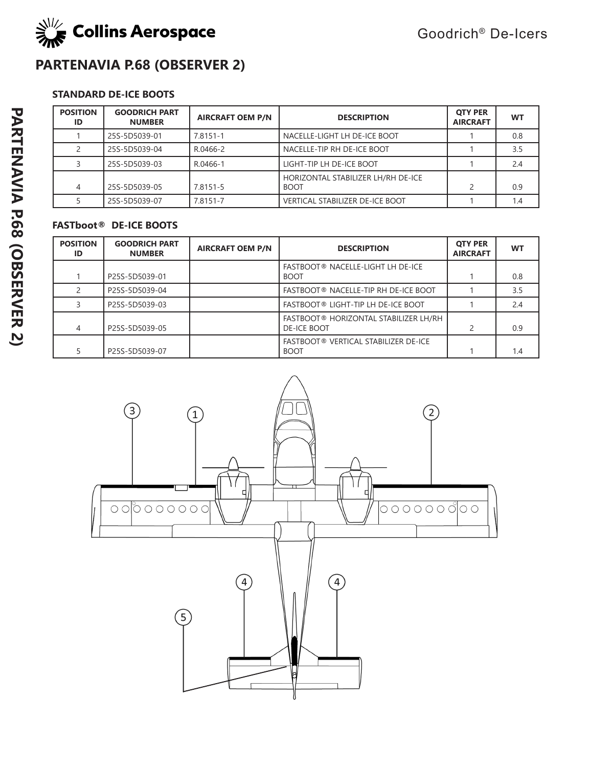# PARTENAVIA P.68 (OBSERVER 2)

### STANDARD DE-ICE BOOTS

| POSITION ID | GOODRICH PART NUMBER | AIRCRAFT OEM P/N | DESCRIPTION | QTY PER AIRCRAFT | WT |
|---|---|---|---|---|---|
| 1 | 25S-5D5039-01 | 7.8151-1 | NACELLE-LIGHT LH DE-ICE BOOT | 1 | 0.8 |
| 2 | 25S-5D5039-04 | R.0466-2 | NACELLE-TIP RH DE-ICE BOOT | 1 | 3.5 |
| 3 | 25S-5D5039-03 | R.0466-1 | LIGHT-TIP LH DE-ICE BOOT | 1 | 2.4 |
| 4 | 25S-5D5039-05 | 7.8151-5 | HORIZONTAL STABILIZER LH/RH DE-ICE BOOT | 2 | 0.9 |
| 5 | 25S-5D5039-07 | 7.8151-7 | VERTICAL STABILIZER DE-ICE BOOT | 1 | 1.4 |

### FASTboot® DE-ICE BOOTS

| POSITION ID | GOODRICH PART NUMBER | AIRCRAFT OEM P/N | DESCRIPTION | QTY PER AIRCRAFT | WT |
|---|---|---|---|---|---|
| 1 | P25S-5D5039-01 | | FASTBOOT® NACELLE-LIGHT LH DE-ICE BOOT | 1 | 0.8 |
| 2 | P25S-5D5039-04 | | FASTBOOT® NACELLE-TIP RH DE-ICE BOOT | 1 | 3.5 |
| 3 | P25S-5D5039-03 | | FASTBOOT® LIGHT-TIP LH DE-ICE BOOT | 1 | 2.4 |
| 4 | P25S-5D5039-05 | | FASTBOOT® HORIZONTAL STABILIZER LH/RH DE-ICE BOOT | 2 | 0.9 |
| 5 | P25S-5D5039-07 | | FASTBOOT® VERTICAL STABILIZER DE-ICE BOOT | 1 | 1.4 |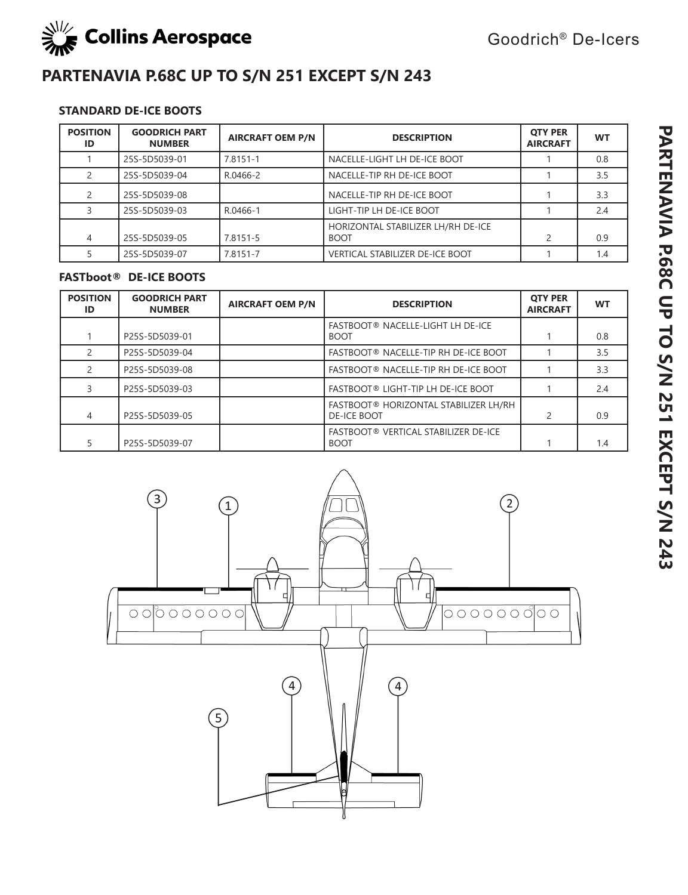# PARTENAVIA P.68C UP TO S/N 251 EXCEPT S/N 243

### STANDARD DE-ICE BOOTS

| POSITION ID | GOODRICH PART NUMBER | AIRCRAFT OEM P/N | DESCRIPTION | QTY PER AIRCRAFT | WT |
|---|---|---|---|---|---|
| 1 | 25S-5D5039-01 | 7.8151-1 | NACELLE-LIGHT LH DE-ICE BOOT | 1 | 0.8 |
| 2 | 25S-5D5039-04 | R.0466-2 | NACELLE-TIP RH DE-ICE BOOT | 1 | 3.5 |
| 2 | 25S-5D5039-08 | | NACELLE-TIP RH DE-ICE BOOT | 1 | 3.3 |
| 3 | 25S-5D5039-03 | R.0466-1 | LIGHT-TIP LH DE-ICE BOOT | 1 | 2.4 |
| 4 | 25S-5D5039-05 | 7.8151-5 | HORIZONTAL STABILIZER LH/RH DE-ICE BOOT | 2 | 0.9 |
| 5 | 25S-5D5039-07 | 7.8151-7 | VERTICAL STABILIZER DE-ICE BOOT | 1 | 1.4 |

### FASTboot® DE-ICE BOOTS

| POSITION ID | GOODRICH PART NUMBER | AIRCRAFT OEM P/N | DESCRIPTION | QTY PER AIRCRAFT | WT |
|---|---|---|---|---|---|
| 1 | P25S-5D5039-01 | | FASTBOOT® NACELLE-LIGHT LH DE-ICE BOOT | 1 | 0.8 |
| 2 | P25S-5D5039-04 | | FASTBOOT® NACELLE-TIP RH DE-ICE BOOT | 1 | 3.5 |
| 2 | P25S-5D5039-08 | | FASTBOOT® NACELLE-TIP RH DE-ICE BOOT | 1 | 3.3 |
| 3 | P25S-5D5039-03 | | FASTBOOT® LIGHT-TIP LH DE-ICE BOOT | 1 | 2.4 |
| 4 | P25S-5D5039-05 | | FASTBOOT® HORIZONTAL STABILIZER LH/RH DE-ICE BOOT | 2 | 0.9 |
| 5 | P25S-5D5039-07 | | FASTBOOT® VERTICAL STABILIZER DE-ICE BOOT | 1 | 1.4 |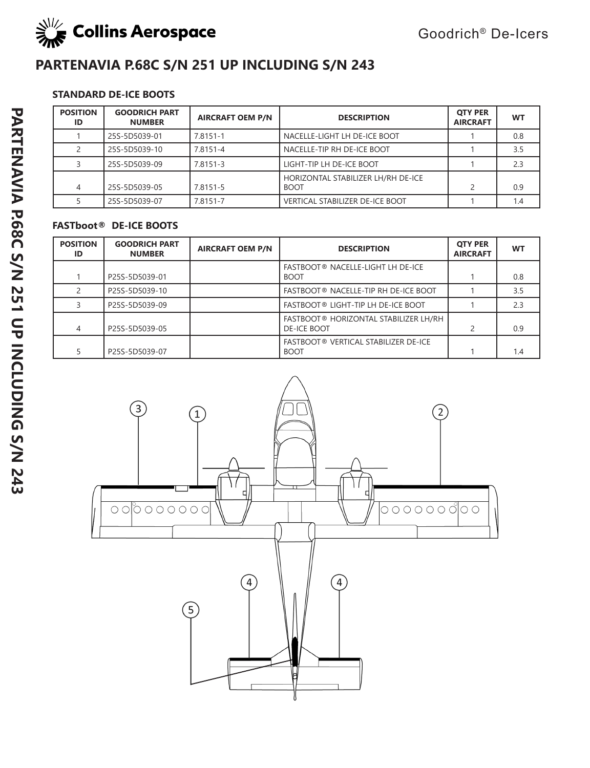# PARTENAVIA P.68C S/N 251 UP INCLUDING S/N 243

### STANDARD DE-ICE BOOTS

| POSITION ID | GOODRICH PART NUMBER | AIRCRAFT OEM P/N | DESCRIPTION | QTY PER AIRCRAFT | WT |
|---|---|---|---|---|---|
| 1 | 25S-5D5039-01 | 7.8151-1 | NACELLE-LIGHT LH DE-ICE BOOT | 1 | 0.8 |
| 2 | 25S-5D5039-10 | 7.8151-4 | NACELLE-TIP RH DE-ICE BOOT | 1 | 3.5 |
| 3 | 25S-5D5039-09 | 7.8151-3 | LIGHT-TIP LH DE-ICE BOOT | 1 | 2.3 |
| 4 | 25S-5D5039-05 | 7.8151-5 | HORIZONTAL STABILIZER LH/RH DE-ICE BOOT | 2 | 0.9 |
| 5 | 25S-5D5039-07 | 7.8151-7 | VERTICAL STABILIZER DE-ICE BOOT | 1 | 1.4 |

### FASTboot® DE-ICE BOOTS

| POSITION ID | GOODRICH PART NUMBER | AIRCRAFT OEM P/N | DESCRIPTION | QTY PER AIRCRAFT | WT |
|---|---|---|---|---|---|
| 1 | P25S-5D5039-01 | | FASTBOOT® NACELLE-LIGHT LH DE-ICE BOOT | 1 | 0.8 |
| 2 | P25S-5D5039-10 | | FASTBOOT® NACELLE-TIP RH DE-ICE BOOT | 1 | 3.5 |
| 3 | P25S-5D5039-09 | | FASTBOOT® LIGHT-TIP LH DE-ICE BOOT | 1 | 2.3 |
| 4 | P25S-5D5039-05 | | FASTBOOT® HORIZONTAL STABILIZER LH/RH DE-ICE BOOT | 2 | 0.9 |
| 5 | P25S-5D5039-07 | | FASTBOOT® VERTICAL STABILIZER DE-ICE BOOT | 1 | 1.4 |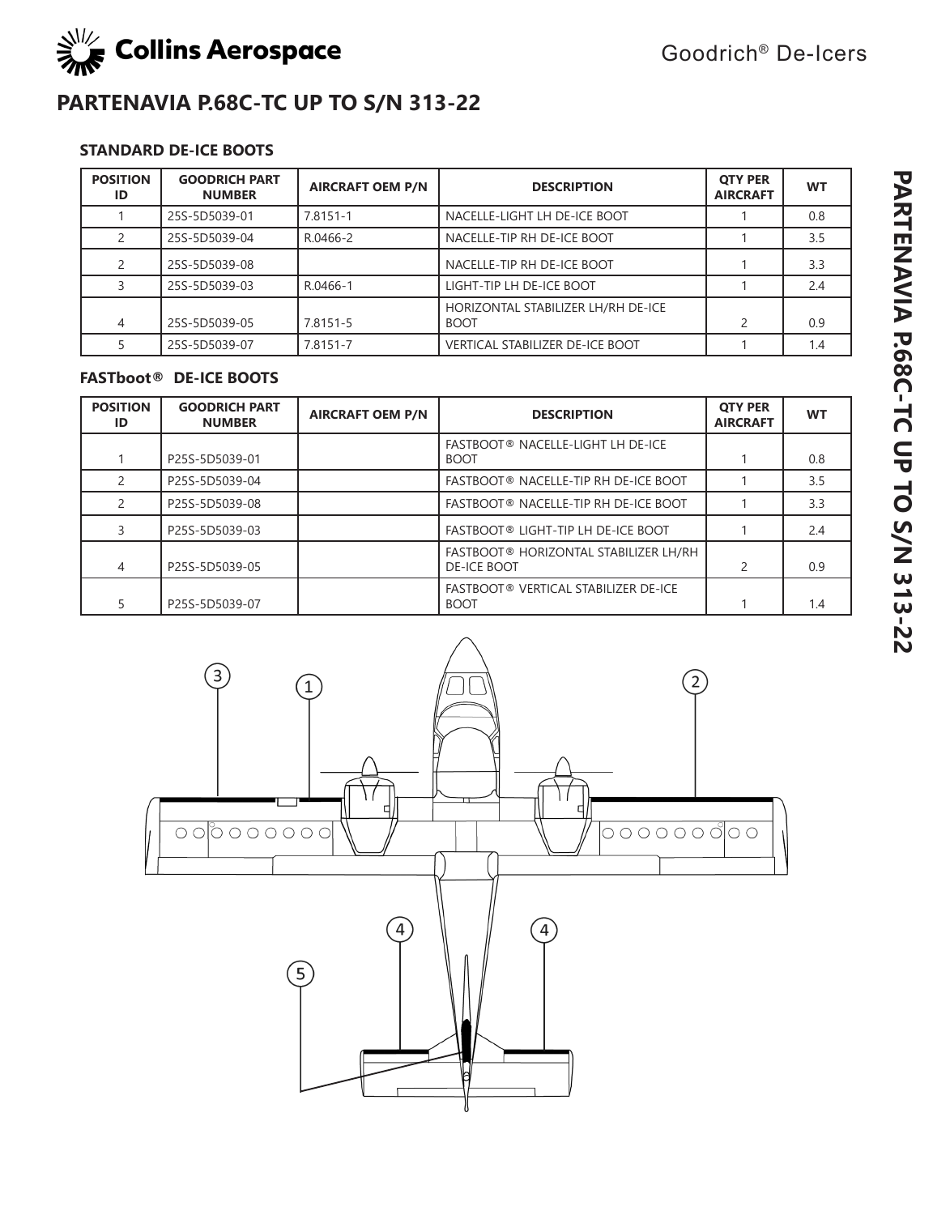# PARTENAVIA P.68C-TC UP TO S/N 313-22

### STANDARD DE-ICE BOOTS

| POSITION ID | GOODRICH PART NUMBER | AIRCRAFT OEM P/N | DESCRIPTION | QTY PER AIRCRAFT | WT |
|---|---|---|---|---|---|
| 1 | 25S-5D5039-01 | 7.8151-1 | NACELLE-LIGHT LH DE-ICE BOOT | 1 | 0.8 |
| 2 | 25S-5D5039-04 | R.0466-2 | NACELLE-TIP RH DE-ICE BOOT | 1 | 3.5 |
| 2 | 25S-5D5039-08 | | NACELLE-TIP RH DE-ICE BOOT | 1 | 3.3 |
| 3 | 25S-5D5039-03 | R.0466-1 | LIGHT-TIP LH DE-ICE BOOT | 1 | 2.4 |
| 4 | 25S-5D5039-05 | 7.8151-5 | HORIZONTAL STABILIZER LH/RH DE-ICE BOOT | 2 | 0.9 |
| 5 | 25S-5D5039-07 | 7.8151-7 | VERTICAL STABILIZER DE-ICE BOOT | 1 | 1.4 |

### FASTboot® DE-ICE BOOTS

| POSITION ID | GOODRICH PART NUMBER | AIRCRAFT OEM P/N | DESCRIPTION | QTY PER AIRCRAFT | WT |
|---|---|---|---|---|---|
| 1 | P25S-5D5039-01 | | FASTBOOT® NACELLE-LIGHT LH DE-ICE BOOT | 1 | 0.8 |
| 2 | P25S-5D5039-04 | | FASTBOOT® NACELLE-TIP RH DE-ICE BOOT | 1 | 3.5 |
| 2 | P25S-5D5039-08 | | FASTBOOT® NACELLE-TIP RH DE-ICE BOOT | 1 | 3.3 |
| 3 | P25S-5D5039-03 | | FASTBOOT® LIGHT-TIP LH DE-ICE BOOT | 1 | 2.4 |
| 4 | P25S-5D5039-05 | | FASTBOOT® HORIZONTAL STABILIZER LH/RH DE-ICE BOOT | 2 | 0.9 |
| 5 | P25S-5D5039-07 | | FASTBOOT® VERTICAL STABILIZER DE-ICE BOOT | 1 | 1.4 |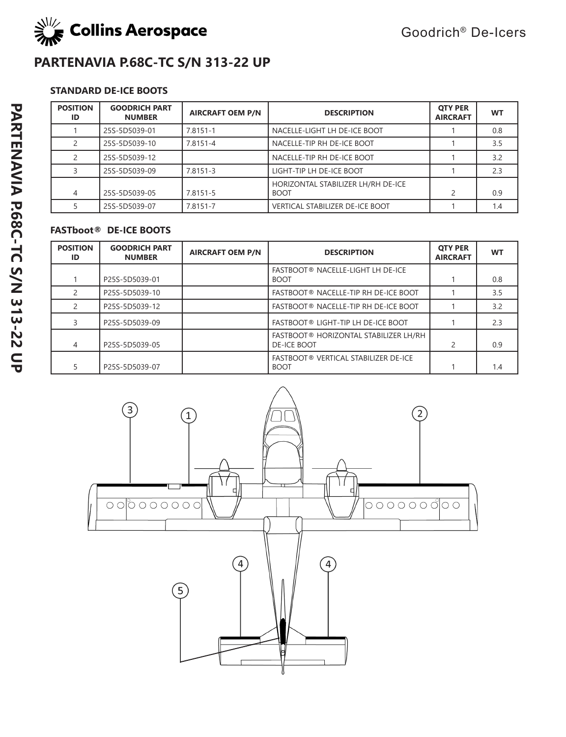# PARTENAVIA P.68C-TC S/N 313-22 UP

### STANDARD DE-ICE BOOTS

| POSITION ID | GOODRICH PART NUMBER | AIRCRAFT OEM P/N | DESCRIPTION | QTY PER AIRCRAFT | WT |
|---|---|---|---|---|---|
| 1 | 25S-5D5039-01 | 7.8151-1 | NACELLE-LIGHT LH DE-ICE BOOT | 1 | 0.8 |
| 2 | 25S-5D5039-10 | 7.8151-4 | NACELLE-TIP RH DE-ICE BOOT | 1 | 3.5 |
| 2 | 25S-5D5039-12 | | NACELLE-TIP RH DE-ICE BOOT | 1 | 3.2 |
| 3 | 25S-5D5039-09 | 7.8151-3 | LIGHT-TIP LH DE-ICE BOOT | 1 | 2.3 |
| 4 | 25S-5D5039-05 | 7.8151-5 | HORIZONTAL STABILIZER LH/RH DE-ICE BOOT | 2 | 0.9 |
| 5 | 25S-5D5039-07 | 7.8151-7 | VERTICAL STABILIZER DE-ICE BOOT | 1 | 1.4 |

### FASTboot® DE-ICE BOOTS

| POSITION ID | GOODRICH PART NUMBER | AIRCRAFT OEM P/N | DESCRIPTION | QTY PER AIRCRAFT | WT |
|---|---|---|---|---|---|
| 1 | P25S-5D5039-01 | | FASTBOOT® NACELLE-LIGHT LH DE-ICE BOOT | 1 | 0.8 |
| 2 | P25S-5D5039-10 | | FASTBOOT® NACELLE-TIP RH DE-ICE BOOT | 1 | 3.5 |
| 2 | P25S-5D5039-12 | | FASTBOOT® NACELLE-TIP RH DE-ICE BOOT | 1 | 3.2 |
| 3 | P25S-5D5039-09 | | FASTBOOT® LIGHT-TIP LH DE-ICE BOOT | 1 | 2.3 |
| 4 | P25S-5D5039-05 | | FASTBOOT® HORIZONTAL STABILIZER LH/RH DE-ICE BOOT | 2 | 0.9 |
| 5 | P25S-5D5039-07 | | FASTBOOT® VERTICAL STABILIZER DE-ICE BOOT | 1 | 1.4 |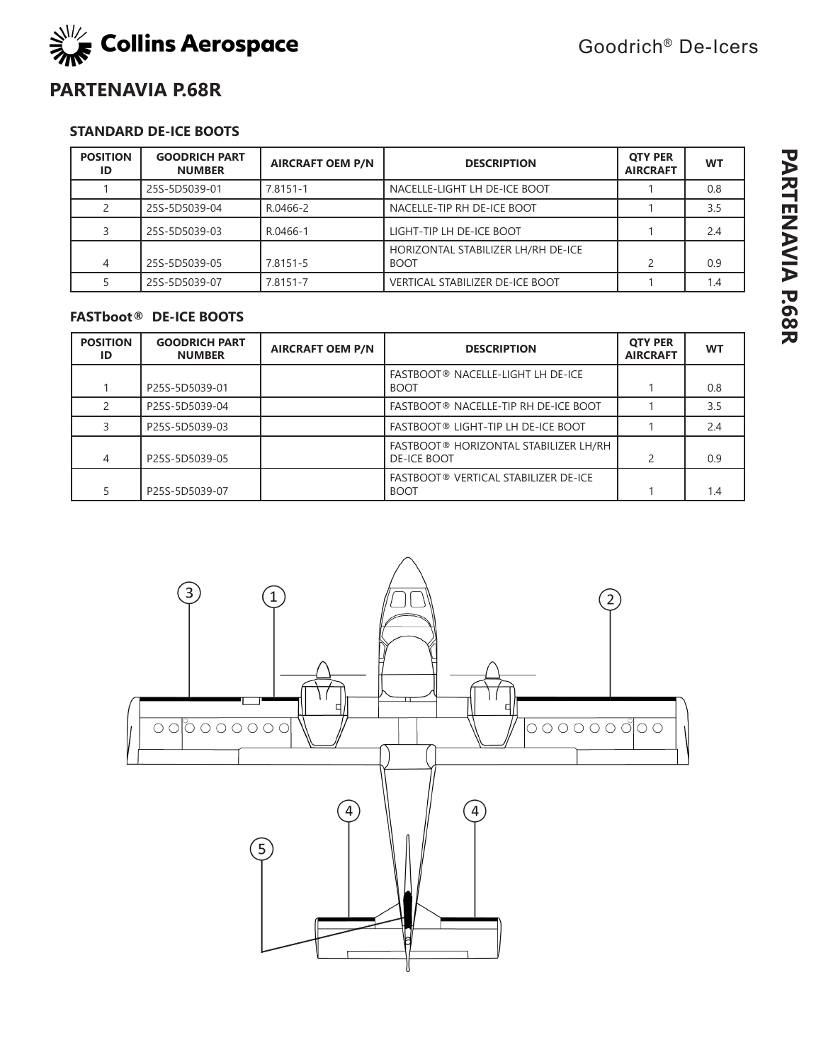# PARTENAVIA P.68R

### STANDARD DE-ICE BOOTS

| POSITION ID | GOODRICH PART NUMBER | AIRCRAFT OEM P/N | DESCRIPTION | QTY PER AIRCRAFT | WT |
|---|---|---|---|---|---|
| 1 | 25S-5D5039-01 | 7.8151-1 | NACELLE-LIGHT LH DE-ICE BOOT | 1 | 0.8 |
| 2 | 25S-5D5039-04 | R.0466-2 | NACELLE-TIP RH DE-ICE BOOT | 1 | 3.5 |
| 3 | 25S-5D5039-03 | R.0466-1 | LIGHT-TIP LH DE-ICE BOOT | 1 | 2.4 |
| 4 | 25S-5D5039-05 | 7.8151-5 | HORIZONTAL STABILIZER LH/RH DE-ICE BOOT | 2 | 0.9 |
| 5 | 25S-5D5039-07 | 7.8151-7 | VERTICAL STABILIZER DE-ICE BOOT | 1 | 1.4 |

### FASTboot® DE-ICE BOOTS

| POSITION ID | GOODRICH PART NUMBER | AIRCRAFT OEM P/N | DESCRIPTION | QTY PER AIRCRAFT | WT |
|---|---|---|---|---|---|
| 1 | P25S-5D5039-01 | | FASTBOOT® NACELLE-LIGHT LH DE-ICE BOOT | 1 | 0.8 |
| 2 | P25S-5D5039-04 | | FASTBOOT® NACELLE-TIP RH DE-ICE BOOT | 1 | 3.5 |
| 3 | P25S-5D5039-03 | | FASTBOOT® LIGHT-TIP LH DE-ICE BOOT | 1 | 2.4 |
| 4 | P25S-5D5039-05 | | FASTBOOT® HORIZONTAL STABILIZER LH/RH DE-ICE BOOT | 2 | 0.9 |
| 5 | P25S-5D5039-07 | | FASTBOOT® VERTICAL STABILIZER DE-ICE BOOT | 1 | 1.4 |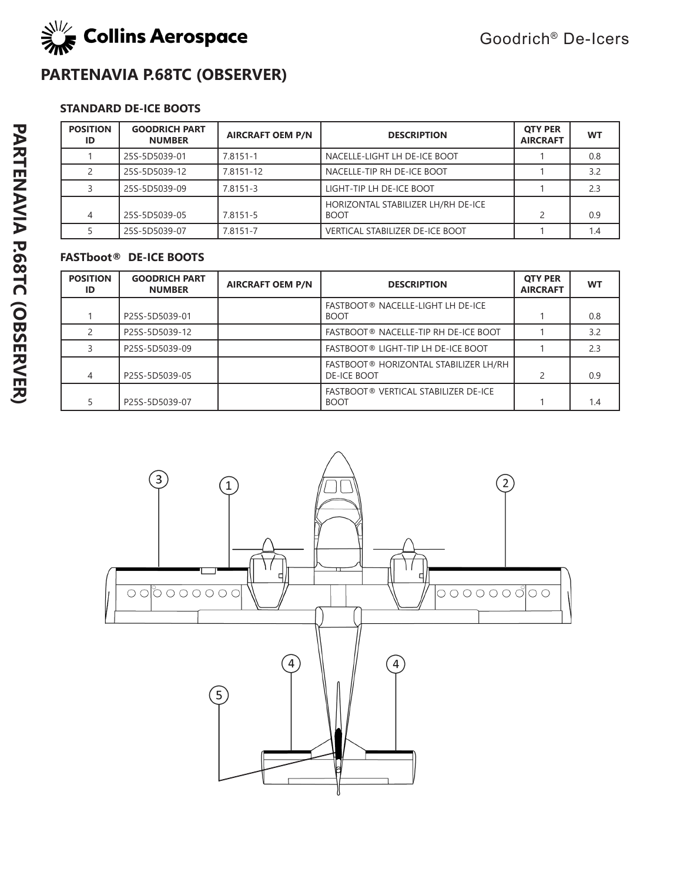# PARTENAVIA P.68TC (OBSERVER)

### STANDARD DE-ICE BOOTS

| POSITION ID | GOODRICH PART NUMBER | AIRCRAFT OEM P/N | DESCRIPTION | QTY PER AIRCRAFT | WT |
|---|---|---|---|---|---|
| 1 | 25S-5D5039-01 | 7.8151-1 | NACELLE-LIGHT LH DE-ICE BOOT | 1 | 0.8 |
| 2 | 25S-5D5039-12 | 7.8151-12 | NACELLE-TIP RH DE-ICE BOOT | 1 | 3.2 |
| 3 | 25S-5D5039-09 | 7.8151-3 | LIGHT-TIP LH DE-ICE BOOT | 1 | 2.3 |
| 4 | 25S-5D5039-05 | 7.8151-5 | HORIZONTAL STABILIZER LH/RH DE-ICE BOOT | 2 | 0.9 |
| 5 | 25S-5D5039-07 | 7.8151-7 | VERTICAL STABILIZER DE-ICE BOOT | 1 | 1.4 |

### FASTboot® DE-ICE BOOTS

| POSITION ID | GOODRICH PART NUMBER | AIRCRAFT OEM P/N | DESCRIPTION | QTY PER AIRCRAFT | WT |
|---|---|---|---|---|---|
| 1 | P25S-5D5039-01 | | FASTBOOT® NACELLE-LIGHT LH DE-ICE BOOT | 1 | 0.8 |
| 2 | P25S-5D5039-12 | | FASTBOOT® NACELLE-TIP RH DE-ICE BOOT | 1 | 3.2 |
| 3 | P25S-5D5039-09 | | FASTBOOT® LIGHT-TIP LH DE-ICE BOOT | 1 | 2.3 |
| 4 | P25S-5D5039-05 | | FASTBOOT® HORIZONTAL STABILIZER LH/RH DE-ICE BOOT | 2 | 0.9 |
| 5 | P25S-5D5039-07 | | FASTBOOT® VERTICAL STABILIZER DE-ICE BOOT | 1 | 1.4 |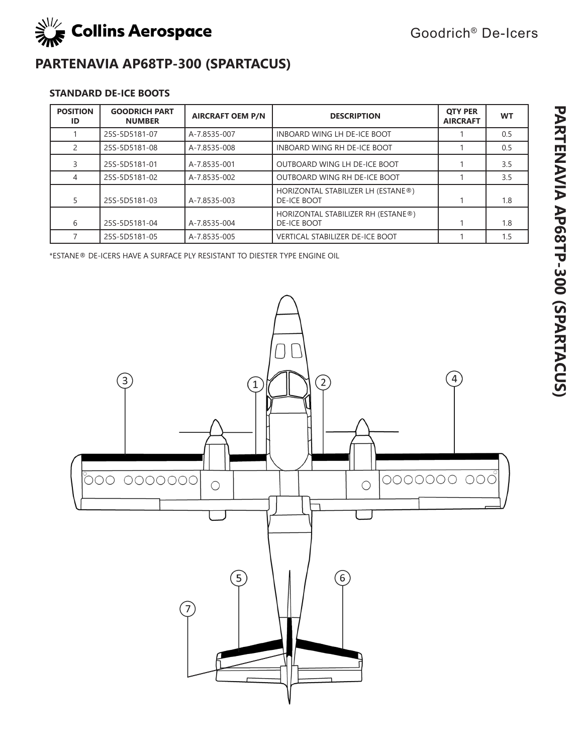# PARTENAVIA AP68TP-300 (SPARTACUS)

### STANDARD DE-ICE BOOTS

| POSITION ID | GOODRICH PART NUMBER | AIRCRAFT OEM P/N | DESCRIPTION | QTY PER AIRCRAFT | WT |
|---|---|---|---|---|---|
| 1 | 25S-5D5181-07 | A-7.8535-007 | INBOARD WING LH DE-ICE BOOT | 1 | 0.5 |
| 2 | 25S-5D5181-08 | A-7.8535-008 | INBOARD WING RH DE-ICE BOOT | 1 | 0.5 |
| 3 | 25S-5D5181-01 | A-7.8535-001 | OUTBOARD WING LH DE-ICE BOOT | 1 | 3.5 |
| 4 | 25S-5D5181-02 | A-7.8535-002 | OUTBOARD WING RH DE-ICE BOOT | 1 | 3.5 |
| 5 | 25S-5D5181-03 | A-7.8535-003 | HORIZONTAL STABILIZER LH (ESTANE®) DE-ICE BOOT | 1 | 1.8 |
| 6 | 25S-5D5181-04 | A-7.8535-004 | HORIZONTAL STABILIZER RH (ESTANE®) DE-ICE BOOT | 1 | 1.8 |
| 7 | 25S-5D5181-05 | A-7.8535-005 | VERTICAL STABILIZER DE-ICE BOOT | 1 | 1.5 |

*ESTANE® DE-ICERS HAVE A SURFACE PLY RESISTANT TO DIESTER TYPE ENGINE OIL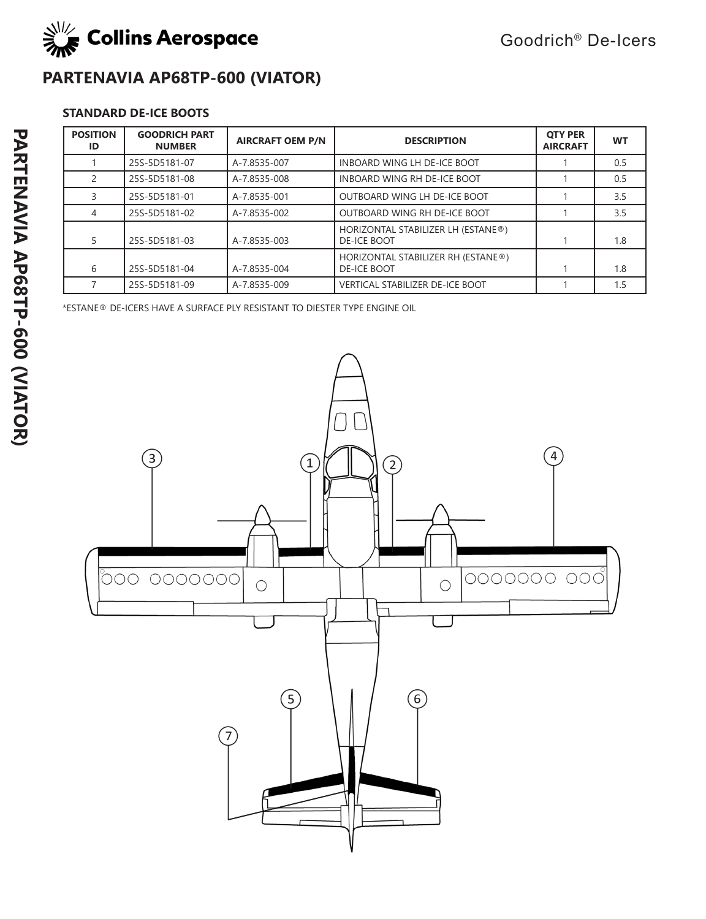# PARTENAVIA AP68TP-600 (VIATOR)

### STANDARD DE-ICE BOOTS

| POSITION ID | GOODRICH PART NUMBER | AIRCRAFT OEM P/N | DESCRIPTION | QTY PER AIRCRAFT | WT |
|---|---|---|---|---|---|
| 1 | 25S-5D5181-07 | A-7.8535-007 | INBOARD WING LH DE-ICE BOOT | 1 | 0.5 |
| 2 | 25S-5D5181-08 | A-7.8535-008 | INBOARD WING RH DE-ICE BOOT | 1 | 0.5 |
| 3 | 25S-5D5181-01 | A-7.8535-001 | OUTBOARD WING LH DE-ICE BOOT | 1 | 3.5 |
| 4 | 25S-5D5181-02 | A-7.8535-002 | OUTBOARD WING RH DE-ICE BOOT | 1 | 3.5 |
| 5 | 25S-5D5181-03 | A-7.8535-003 | HORIZONTAL STABILIZER LH (ESTANE®) DE-ICE BOOT | 1 | 1.8 |
| 6 | 25S-5D5181-04 | A-7.8535-004 | HORIZONTAL STABILIZER RH (ESTANE®) DE-ICE BOOT | 1 | 1.8 |
| 7 | 25S-5D5181-09 | A-7.8535-009 | VERTICAL STABILIZER DE-ICE BOOT | 1 | 1.5 |

*ESTANE® DE-ICERS HAVE A SURFACE PLY RESISTANT TO DIESTER TYPE ENGINE OIL

3
1
2
4
5
6
7